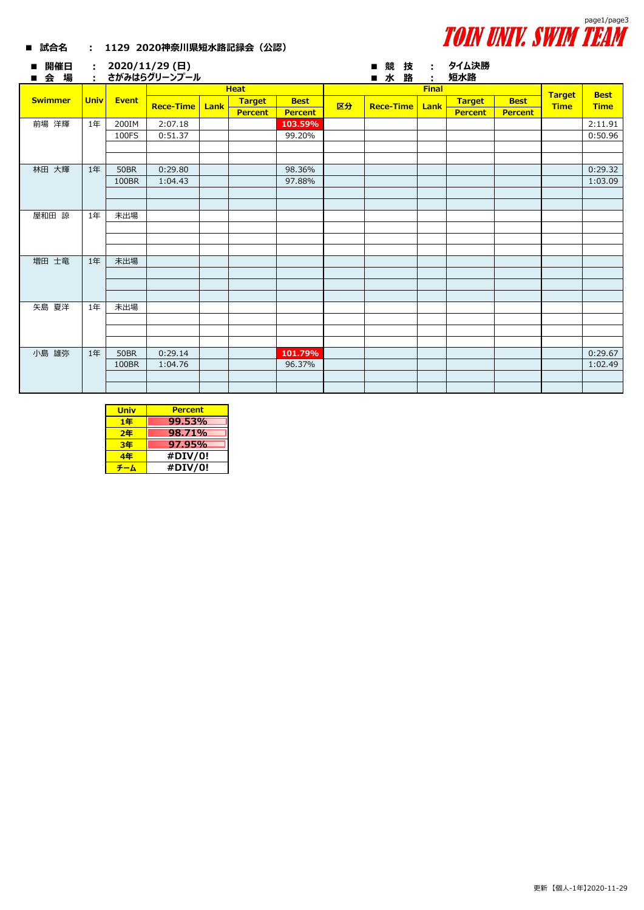**TOIN UNIV. SWIM TEAM**

■ **試合名**　：　**1129 2020神奈川県短水路記録会（公認）**

■ **開催日**　：　**2020/11/29 (日)**　　■ **競　技**　：　**タイム決勝**

■ **会　場**　：　**さがみはらグリーンプール**　　■ **水　路**　：　**短水路**

| Swimmer | Univ | Event | Heat | | | | Final | | | | | Target Time | Best Time |
|---|---|---|---|---|---|---|---|---|---|---|---|---|---|
| | | | Rece-Time | Lank | Target Percent | Best Percent | 区分 | Rece-Time | Lank | Target Percent | Best Percent | | |
| 前場 洋輝 | 1年 | 200IM | 2:07.18 | | | 103.59% | | | | | | | 2:11.91 |
| | | 100FS | 0:51.37 | | | 99.20% | | | | | | | 0:50.96 |
| 林田 大輝 | 1年 | 50BR | 0:29.80 | | | 98.36% | | | | | | | 0:29.32 |
| | | 100BR | 1:04.43 | | | 97.88% | | | | | | | 1:03.09 |
| 屋和田 諒 | 1年 | 未出場 | | | | | | | | | | | |
| 増田 士竜 | 1年 | 未出場 | | | | | | | | | | | |
| 矢島 夏洋 | 1年 | 未出場 | | | | | | | | | | | |
| 小島 雄弥 | 1年 | 50BR | 0:29.14 | | | 101.79% | | | | | | | 0:29.67 |
| | | 100BR | 1:04.76 | | | 96.37% | | | | | | | 1:02.49 |

| Univ | Percent |
|---|---|
| 1年 | 99.53% |
| 2年 | 98.71% |
| 3年 | 97.95% |
| 4年 | #DIV/0! |
| チーム | #DIV/0! |

更新【個人-1年】2020-11-29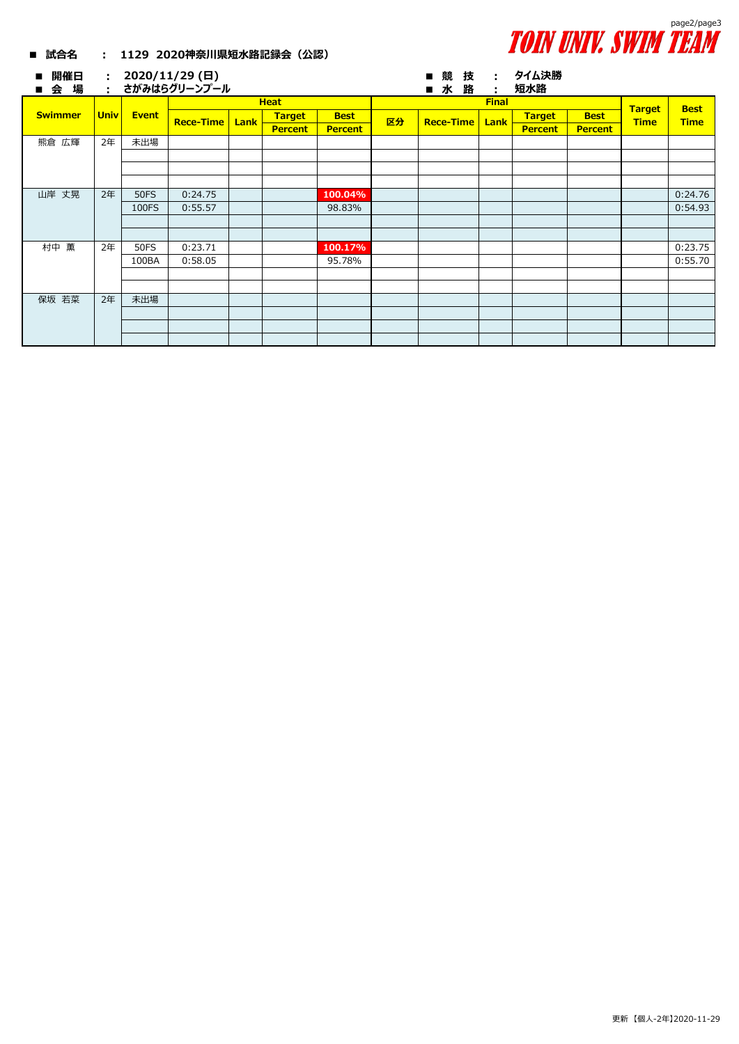■ 試合名 ： 1129 2020神奈川県短水路記録会（公認）

■ 開催日 ： 2020/11/29 (日)
■ 会 場 ： さがみはらグリーンプール

■ 競 技 ： タイム決勝
■ 水 路 ： 短水路

| Swimmer | Univ | Event | Heat | | | | Final | | | | | Target Time | Best Time |
|---|---|---|---|---|---|---|---|---|---|---|---|---|---|
| | | | Rece-Time | Lank | Target Percent | Best Percent | 区分 | Rece-Time | Lank | Target Percent | Best Percent | | |
| 熊倉 広輝 | 2年 | 未出場 | | | | | | | | | | | |
| 山岸 丈晃 | 2年 | 50FS | 0:24.75 | | | 100.04% | | | | | | | 0:24.76 |
| | | 100FS | 0:55.57 | | | 98.83% | | | | | | | 0:54.93 |
| 村中 薫 | 2年 | 50FS | 0:23.71 | | | 100.17% | | | | | | | 0:23.75 |
| | | 100BA | 0:58.05 | | | 95.78% | | | | | | | 0:55.70 |
| 保坂 若菜 | 2年 | 未出場 | | | | | | | | | | | |

更新【個人-2年】2020-11-29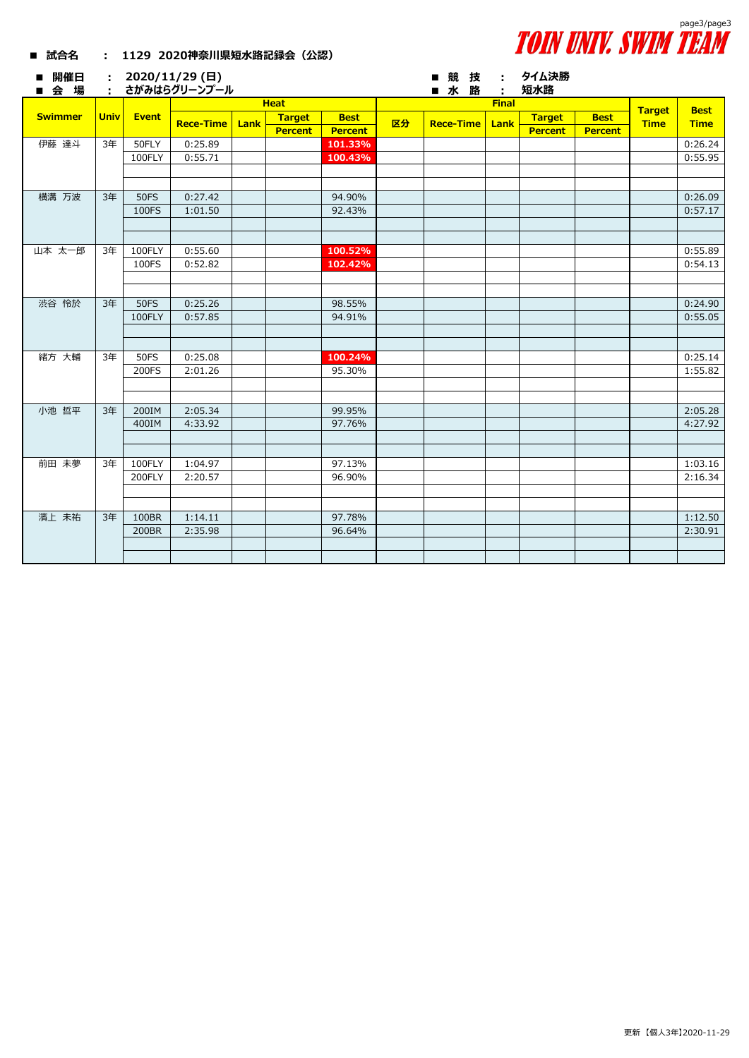**TOIN UNIV. SWIM TEAM**

■ 試合名　：　1129 2020神奈川県短水路記録会（公認）

■ 開催日　：　2020/11/29 (日)　　　　■ 競　技　：　タイム決勝

■ 会　場　：　さがみはらグリーンプール　　　　■ 水　路　：　短水路

| Swimmer | Univ | Event | Heat | | | | Final | | | | | Target Time | Best Time |
|---|---|---|---|---|---|---|---|---|---|---|---|---|---|
| | | | Rece-Time | Lank | Target Percent | Best Percent | 区分 | Rece-Time | Lank | Target Percent | Best Percent | | |
| 伊藤 達斗 | 3年 | 50FLY | 0:25.89 | | | 101.33% | | | | | | | 0:26.24 |
| | | 100FLY | 0:55.71 | | | 100.43% | | | | | | | 0:55.95 |
| 横溝 万波 | 3年 | 50FS | 0:27.42 | | | 94.90% | | | | | | | 0:26.09 |
| | | 100FS | 1:01.50 | | | 92.43% | | | | | | | 0:57.17 |
| 山本 太一郎 | 3年 | 100FLY | 0:55.60 | | | 100.52% | | | | | | | 0:55.89 |
| | | 100FS | 0:52.82 | | | 102.42% | | | | | | | 0:54.13 |
| 渋谷 怜於 | 3年 | 50FS | 0:25.26 | | | 98.55% | | | | | | | 0:24.90 |
| | | 100FLY | 0:57.85 | | | 94.91% | | | | | | | 0:55.05 |
| 緒方 大輔 | 3年 | 50FS | 0:25.08 | | | 100.24% | | | | | | | 0:25.14 |
| | | 200FS | 2:01.26 | | | 95.30% | | | | | | | 1:55.82 |
| 小池 哲平 | 3年 | 200IM | 2:05.34 | | | 99.95% | | | | | | | 2:05.28 |
| | | 400IM | 4:33.92 | | | 97.76% | | | | | | | 4:27.92 |
| 前田 未夢 | 3年 | 100FLY | 1:04.97 | | | 97.13% | | | | | | | 1:03.16 |
| | | 200FLY | 2:20.57 | | | 96.90% | | | | | | | 2:16.34 |
| 濱上 末祐 | 3年 | 100BR | 1:14.11 | | | 97.78% | | | | | | | 1:12.50 |
| | | 200BR | 2:35.98 | | | 96.64% | | | | | | | 2:30.91 |

更新 【個人3年】2020-11-29